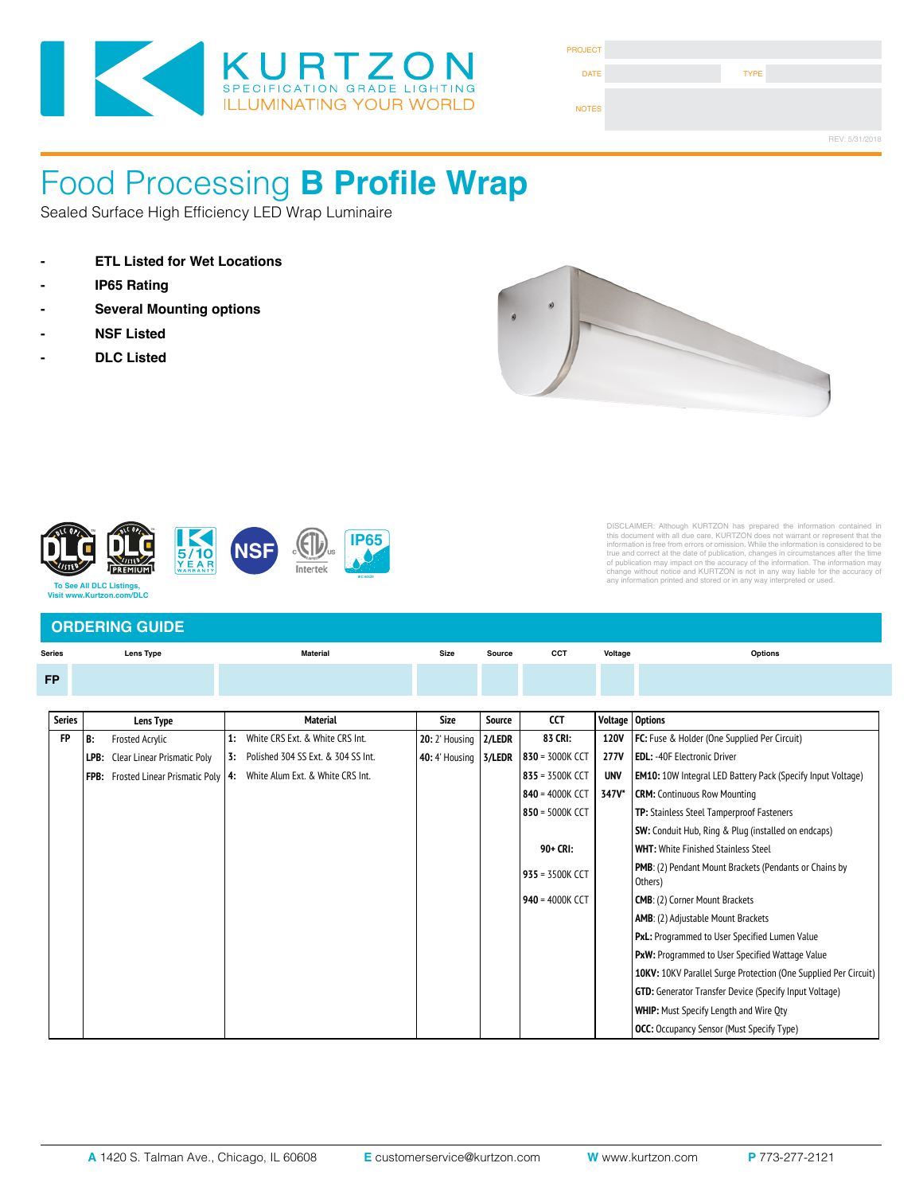KURTZON
SPECIFICATION GRADE LIGHTING
ILLUMINATING YOUR WORLD

PROJECT

DATE | TYPE

NOTES

REV: 5/31/2018

# Food Processing **B Profile Wrap**

Sealed Surface High Efficiency LED Wrap Luminaire

- **ETL Listed for Wet Locations**
- **IP65 Rating**
- **Several Mounting options**
- **NSF Listed**
- **DLC Listed**

To See All DLC Listings, Visit www.Kurtzon.com/DLC

DISCLAIMER: Although KURTZON has prepared the information contained in this document with all due care, KURTZON does not warrant or represent that the information is free from errors or omission. While the information is considered to be true and correct at the date of publication, changes in circumstances after the time of publication may impact on the accuracy of the information. The information may change without notice and KURTZON is not in any way liable for the accuracy of any information printed and stored or in any way interpreted or used.

## ORDERING GUIDE

| Series | Lens Type | Material | Size | Source | CCT | Voltage | Options |
|---|---|---|---|---|---|---|---|
| FP | | | | | | | |

| Series | Lens Type | Material | Size | Source | CCT | Voltage | Options |
|---|---|---|---|---|---|---|---|
| FP | **B:** Frosted Acrylic | **1:** White CRS Ext. & White CRS Int. | **20:** 2' Housing | **2/LEDR** | **83 CRI:** | **120V** | **FC:** Fuse & Holder (One Supplied Per Circuit) |
| | **LPB:** Clear Linear Prismatic Poly | **3:** Polished 304 SS Ext. & 304 SS Int. | **40:** 4' Housing | **3/LEDR** | **830** = 3000K CCT | **277V** | **EDL:** -40F Electronic Driver |
| | **FPB:** Frosted Linear Prismatic Poly | **4:** White Alum Ext. & White CRS Int. | | | **835** = 3500K CCT | **UNV** | **EM10:** 10W Integral LED Battery Pack (Specify Input Voltage) |
| | | | | | **840** = 4000K CCT | **347V*** | **CRM:** Continuous Row Mounting |
| | | | | | **850** = 5000K CCT | | **TP:** Stainless Steel Tamperproof Fasteners |
| | | | | | | | **SW:** Conduit Hub, Ring & Plug (installed on endcaps) |
| | | | | | **90+ CRI:** | | **WHT:** White Finished Stainless Steel |
| | | | | | **935** = 3500K CCT | | **PMB**: (2) Pendant Mount Brackets (Pendants or Chains by Others) |
| | | | | | **940** = 4000K CCT | | **CMB**: (2) Corner Mount Brackets |
| | | | | | | | **AMB**: (2) Adjustable Mount Brackets |
| | | | | | | | **PxL:** Programmed to User Specified Lumen Value |
| | | | | | | | **PxW:** Programmed to User Specified Wattage Value |
| | | | | | | | **10KV:** 10KV Parallel Surge Protection (One Supplied Per Circuit) |
| | | | | | | | **GTD:** Generator Transfer Device (Specify Input Voltage) |
| | | | | | | | **WHIP:** Must Specify Length and Wire Qty |
| | | | | | | | **OCC:** Occupancy Sensor (Must Specify Type) |

**A** 1420 S. Talman Ave., Chicago, IL 60608 **E** customerservice@kurtzon.com **W** www.kurtzon.com **P** 773-277-2121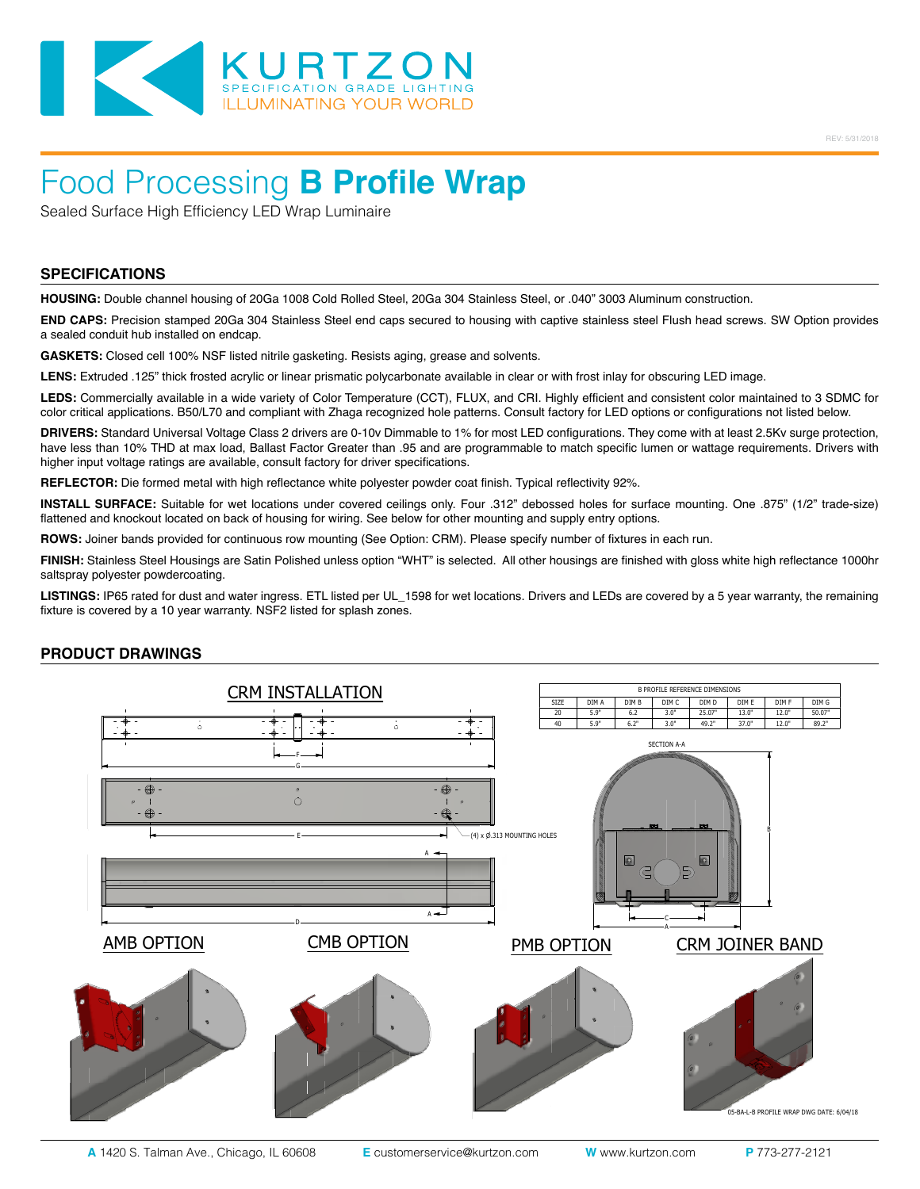KURTZON
SPECIFICATION GRADE LIGHTING
ILLUMINATING YOUR WORLD

REV: 5/31/2018

# Food Processing **B Profile Wrap**

Sealed Surface High Efficiency LED Wrap Luminaire

## SPECIFICATIONS

**HOUSING:** Double channel housing of 20Ga 1008 Cold Rolled Steel, 20Ga 304 Stainless Steel, or .040" 3003 Aluminum construction.

**END CAPS:** Precision stamped 20Ga 304 Stainless Steel end caps secured to housing with captive stainless steel Flush head screws. SW Option provides a sealed conduit hub installed on endcap.

**GASKETS:** Closed cell 100% NSF listed nitrile gasketing. Resists aging, grease and solvents.

**LENS:** Extruded .125" thick frosted acrylic or linear prismatic polycarbonate available in clear or with frost inlay for obscuring LED image.

**LEDS:** Commercially available in a wide variety of Color Temperature (CCT), FLUX, and CRI. Highly efficient and consistent color maintained to 3 SDMC for color critical applications. B50/L70 and compliant with Zhaga recognized hole patterns. Consult factory for LED options or configurations not listed below.

**DRIVERS:** Standard Universal Voltage Class 2 drivers are 0-10v Dimmable to 1% for most LED configurations. They come with at least 2.5Kv surge protection, have less than 10% THD at max load, Ballast Factor Greater than .95 and are programmable to match specific lumen or wattage requirements. Drivers with higher input voltage ratings are available, consult factory for driver specifications.

**REFLECTOR:** Die formed metal with high reflectance white polyester powder coat finish. Typical reflectivity 92%.

**INSTALL SURFACE:** Suitable for wet locations under covered ceilings only. Four .312" debossed holes for surface mounting. One .875" (1/2" trade-size) flattened and knockout located on back of housing for wiring. See below for other mounting and supply entry options.

**ROWS:** Joiner bands provided for continuous row mounting (See Option: CRM). Please specify number of fixtures in each run.

**FINISH:** Stainless Steel Housings are Satin Polished unless option "WHT" is selected. All other housings are finished with gloss white high reflectance 1000hr saltspray polyester powdercoating.

**LISTINGS:** IP65 rated for dust and water ingress. ETL listed per UL_1598 for wet locations. Drivers and LEDs are covered by a 5 year warranty, the remaining fixture is covered by a 10 year warranty. NSF2 listed for splash zones.

## PRODUCT DRAWINGS

CRM INSTALLATION

B PROFILE REFERENCE DIMENSIONS

| SIZE | DIM A | DIM B | DIM C | DIM D | DIM E | DIM F | DIM G |
|---|---|---|---|---|---|---|---|
| 20 | 5.9" | 6.2 | 3.0" | 25.07" | 13.0" | 12.0" | 50.07" |
| 40 | 5.9" | 6.2" | 3.0" | 49.2" | 37.0" | 12.0" | 89.2" |

SECTION A-A

(4) x Ø.313 MOUNTING HOLES

AMB OPTION

CMB OPTION

PMB OPTION

CRM JOINER BAND

05-BA-L-B PROFILE WRAP DWG DATE: 6/04/18

**A** 1420 S. Talman Ave., Chicago, IL 60608 **E** customerservice@kurtzon.com **W** www.kurtzon.com **P** 773-277-2121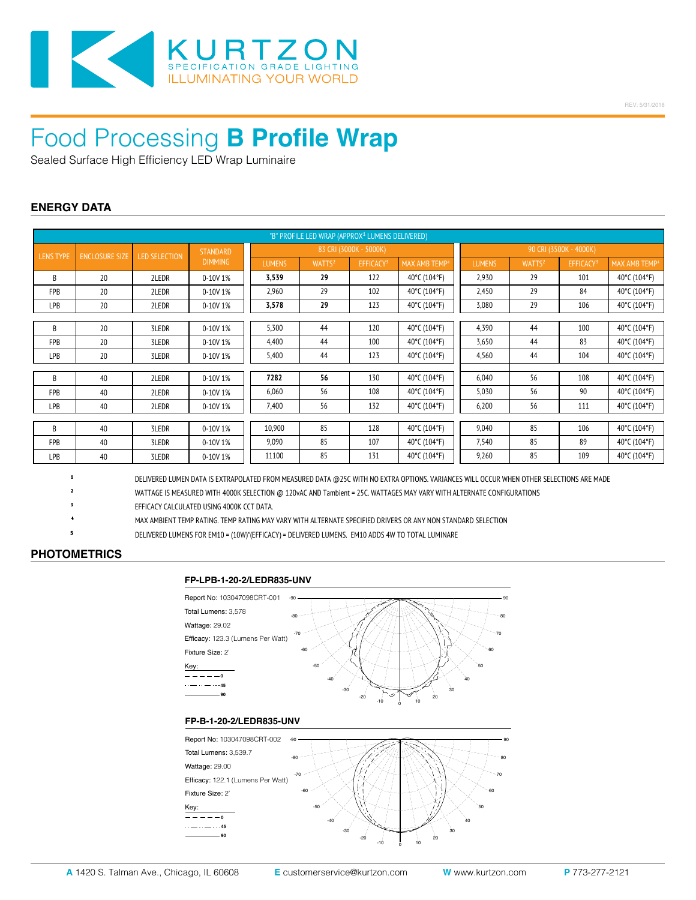# Food Processing **B Profile Wrap**

Sealed Surface High Efficiency LED Wrap Luminaire

REV: 5/31/2018

## ENERGY DATA

| "B" PROFILE LED WRAP (APPROX[1] LUMENS DELIVERED) | | | | | | | | | | | | |
|---|---|---|---|---|---|---|---|---|---|---|---|---|
| LENS TYPE | ENCLOSURE SIZE | LED SELECTION | STANDARD DIMMING | 83 CRI (3000K - 5000K) | | | | 90 CRI (3500K - 4000K) | | | | |
| | | | | LUMENS | WATTS[2] | EFFICACY[3] | MAX AMB TEMP[4] | LUMENS | WATTS[2] | EFFICACY[3] | MAX AMB TEMP[4] |
| B | 20 | 2LEDR | 0-10V 1% | **3,539** | **29** | 122 | 40°C (104°F) | 2,930 | 29 | 101 | 40°C (104°F) |
| FPB | 20 | 2LEDR | 0-10V 1% | 2,960 | 29 | 102 | 40°C (104°F) | 2,450 | 29 | 84 | 40°C (104°F) |
| LPB | 20 | 2LEDR | 0-10V 1% | **3,578** | **29** | 123 | 40°C (104°F) | 3,080 | 29 | 106 | 40°C (104°F) |
| B | 20 | 3LEDR | 0-10V 1% | 5,300 | 44 | 120 | 40°C (104°F) | 4,390 | 44 | 100 | 40°C (104°F) |
| FPB | 20 | 3LEDR | 0-10V 1% | 4,400 | 44 | 100 | 40°C (104°F) | 3,650 | 44 | 83 | 40°C (104°F) |
| LPB | 20 | 3LEDR | 0-10V 1% | 5,400 | 44 | 123 | 40°C (104°F) | 4,560 | 44 | 104 | 40°C (104°F) |
| B | 40 | 2LEDR | 0-10V 1% | **7282** | **56** | 130 | 40°C (104°F) | 6,040 | 56 | 108 | 40°C (104°F) |
| FPB | 40 | 2LEDR | 0-10V 1% | 6,060 | 56 | 108 | 40°C (104°F) | 5,030 | 56 | 90 | 40°C (104°F) |
| LPB | 40 | 2LEDR | 0-10V 1% | 7,400 | 56 | 132 | 40°C (104°F) | 6,200 | 56 | 111 | 40°C (104°F) |
| B | 40 | 3LEDR | 0-10V 1% | 10,900 | 85 | 128 | 40°C (104°F) | 9,040 | 85 | 106 | 40°C (104°F) |
| FPB | 40 | 3LEDR | 0-10V 1% | 9,090 | 85 | 107 | 40°C (104°F) | 7,540 | 85 | 89 | 40°C (104°F) |
| LPB | 40 | 3LEDR | 0-10V 1% | 11100 | 85 | 131 | 40°C (104°F) | 9,260 | 85 | 109 | 40°C (104°F) |

1. DELIVERED LUMEN DATA IS EXTRAPOLATED FROM MEASURED DATA @25C WITH NO EXTRA OPTIONS. VARIANCES WILL OCCUR WHEN OTHER SELECTIONS ARE MADE
2. WATTAGE IS MEASURED WITH 4000K SELECTION @ 120vAC AND Tambient = 25C. WATTAGES MAY VARY WITH ALTERNATE CONFIGURATIONS
3. EFFICACY CALCULATED USING 4000K CCT DATA.
4. MAX AMBIENT TEMP RATING. TEMP RATING MAY VARY WITH ALTERNATE SPECIFIED DRIVERS OR ANY NON STANDARD SELECTION
5. DELIVERED LUMENS FOR EM10 = (10W)*(EFFICACY) = DELIVERED LUMENS. EM10 ADDS 4W TO TOTAL LUMINAIRE

## PHOTOMETRICS

### FP-LPB-1-20-2/LEDR835-UNV

Report No: 103047098CRT-001
Total Lumens: 3,578
Wattage: 29.02
Efficacy: 123.3 (Lumens Per Watt)
Fixture Size: 2'

Key:
0
45
90

-90 -80 -70 -60 -50 -40 -30 -20 -10 0 10 20 30 40 50 60 70 80 90

### FP-B-1-20-2/LEDR835-UNV

Report No: 103047098CRT-002
Total Lumens: 3,539.7
Wattage: 29.00
Efficacy: 122.1 (Lumens Per Watt)
Fixture Size: 2'

Key:
0
45
90

-90 -80 -70 -60 -50 -40 -30 -20 -10 0 10 20 30 40 50 60 70 80 90

**A** 1420 S. Talman Ave., Chicago, IL 60608 **E** customerservice@kurtzon.com **W** www.kurtzon.com **P** 773-277-2121